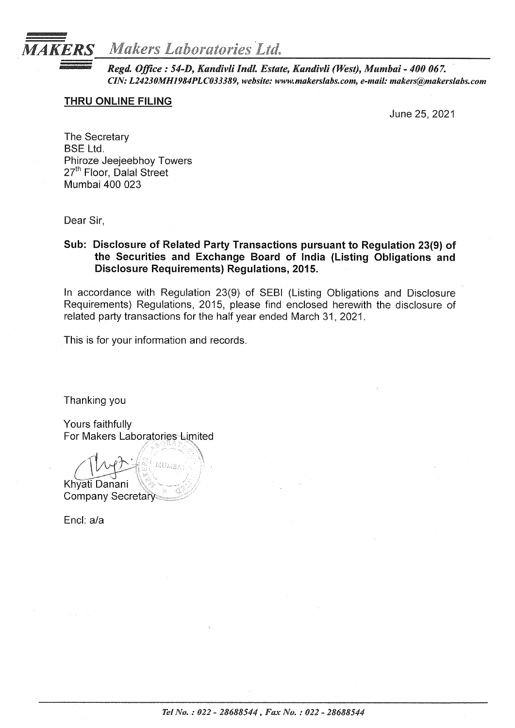# MAKERS Makers Laboratories Ltd.

***Regd. Office : 54-D, Kandivli Indl. Estate, Kandivli (West), Mumbai - 400 067.***
***CIN: L24230MH1984PLC033389, website: www.makerslabs.com, e-mail: makers@makerslabs.com***

**THRU ONLINE FILING**

June 25, 2021

The Secretary
BSE Ltd.
Phiroze Jeejeebhoy Towers
27th Floor, Dalal Street
Mumbai 400 023

Dear Sir,

**Sub: Disclosure of Related Party Transactions pursuant to Regulation 23(9) of the Securities and Exchange Board of India (Listing Obligations and Disclosure Requirements) Regulations, 2015.**

In accordance with Regulation 23(9) of SEBI (Listing Obligations and Disclosure Requirements) Regulations, 2015, please find enclosed herewith the disclosure of related party transactions for the half year ended March 31, 2021.

This is for your information and records.

Thanking you

Yours faithfully
For Makers Laboratories Limited

Khyati Danani
Company Secretary

Encl: a/a

*Tel No. : 022 - 28688544 , Fax No. : 022 - 28688544*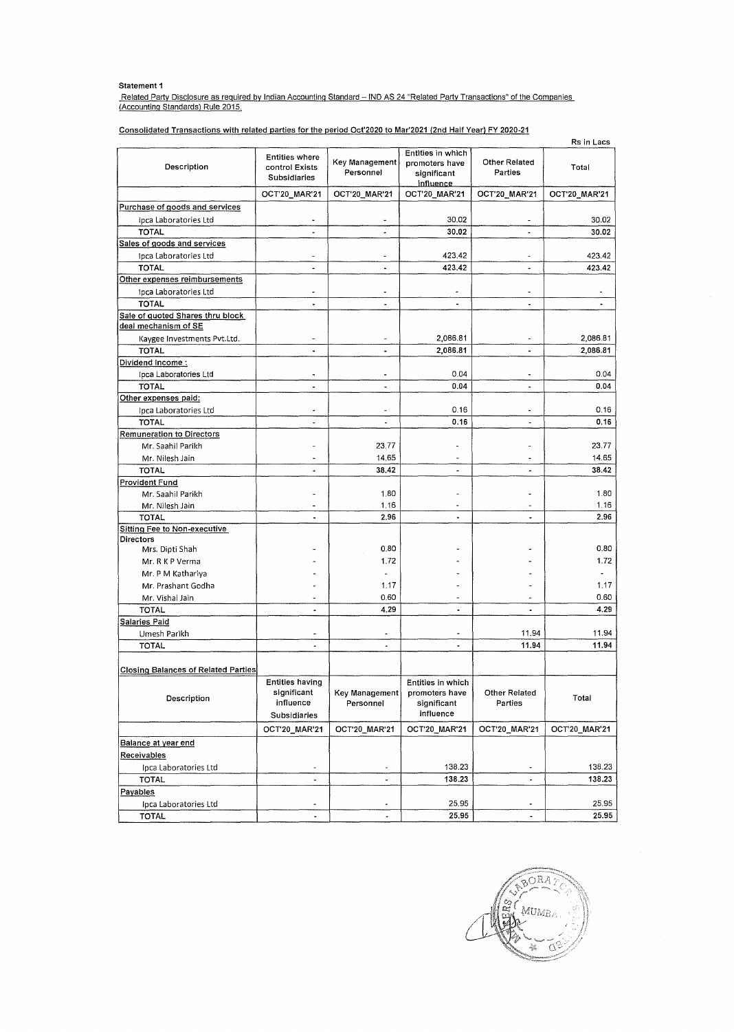**Statement 1**

Related Party Disclosure as required by Indian Accounting Standard – IND AS 24 "Related Party Transactions" of the Companies (Accounting Standards) Rule 2015.

**Consolidated Transactions with related parties for the period Oct'2020 to Mar'2021 (2nd Half Year) FY 2020-21**

Rs In Lacs

| Description | Entities where control Exists Subsidiaries | Key Management Personnel | Entities in which promoters have significant influence | Other Related Parties | Total |
|---|---|---|---|---|---|
| | OCT'20_MAR'21 | OCT'20_MAR'21 | OCT'20_MAR'21 | OCT'20_MAR'21 | OCT'20_MAR'21 |
| Purchase of goods and services | | | | | |
| Ipca Laboratories Ltd | - | - | 30.02 | - | 30.02 |
| TOTAL | - | - | 30.02 | - | 30.02 |
| Sales of goods and services | | | | | |
| Ipca Laboratories Ltd | - | - | 423.42 | - | 423.42 |
| TOTAL | - | - | 423.42 | - | 423.42 |
| Other expenses reimbursements | | | | | |
| Ipca Laboratories Ltd | - | - | - | - | - |
| TOTAL | - | - | - | - | - |
| Sale of quoted Shares thru block deal mechanism of SE | | | | | |
| Kaygee Investments Pvt.Ltd. | - | - | 2,086.81 | - | 2,086.81 |
| TOTAL | - | - | 2,086.81 | - | 2,086.81 |
| Dividend Income : | | | | | |
| Ipca Laboratories Ltd | - | - | 0.04 | - | 0.04 |
| TOTAL | - | - | 0.04 | - | 0.04 |
| Other expenses paid: | | | | | |
| Ipca Laboratories Ltd | - | - | 0.16 | - | 0.16 |
| TOTAL | - | - | 0.16 | - | 0.16 |
| Remuneration to Directors | | | | | |
| Mr. Saahil Parikh | - | 23.77 | - | - | 23.77 |
| Mr. Nilesh Jain | - | 14.65 | - | - | 14.65 |
| TOTAL | - | 38.42 | - | - | 38.42 |
| Provident Fund | | | | | |
| Mr. Saahil Parikh | - | 1.80 | - | - | 1.80 |
| Mr. Nilesh Jain | - | 1.16 | - | - | 1.16 |
| TOTAL | - | 2.96 | - | - | 2.96 |
| Sitting Fee to Non-executive Directors | | | | | |
| Mrs. Dipti Shah | - | 0.80 | - | - | 0.80 |
| Mr. R K P Verma | - | 1.72 | - | - | 1.72 |
| Mr. P M Kathariya | - | - | - | - | - |
| Mr. Prashant Godha | - | 1.17 | - | - | 1.17 |
| Mr. Vishal Jain | - | 0.60 | - | - | 0.60 |
| TOTAL | - | 4.29 | - | - | 4.29 |
| Salaries Paid | | | | | |
| Umesh Parikh | - | - | - | 11.94 | 11.94 |
| TOTAL | - | - | - | 11.94 | 11.94 |

**Closing Balances of Related Parties**

| Description | Entities having significant influence Subsidiaries | Key Management Personnel | Entities in which promoters have significant influence | Other Related Parties | Total |
|---|---|---|---|---|---|
| | OCT'20_MAR'21 | OCT'20_MAR'21 | OCT'20_MAR'21 | OCT'20_MAR'21 | OCT'20_MAR'21 |
| Balance at year end | | | | | |
| Receivables | | | | | |
| Ipca Laboratories Ltd | - | - | 138.23 | - | 138.23 |
| TOTAL | - | - | 138.23 | - | 138.23 |
| Payables | | | | | |
| Ipca Laboratories Ltd | - | - | 25.95 | - | 25.95 |
| TOTAL | - | - | 25.95 | - | 25.95 |